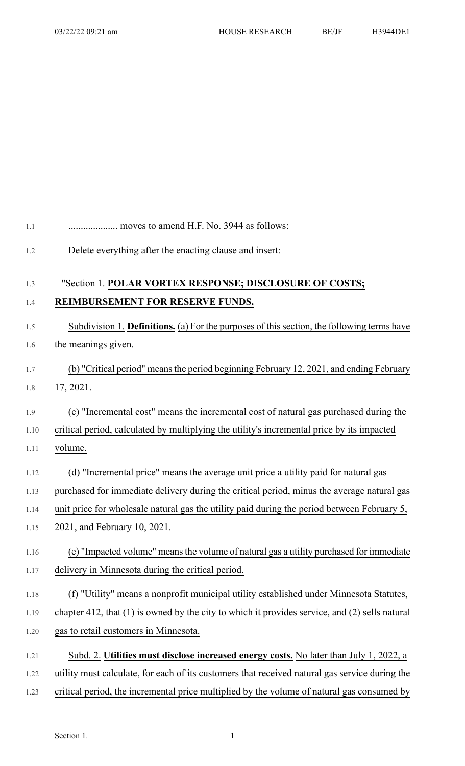.................... moves to amend H.F. No. 3944 as follows:

Delete everything after the enacting clause and insert:

"Section 1. **POLAR VORTEX RESPONSE; DISCLOSURE OF COSTS; REIMBURSEMENT FOR RESERVE FUNDS.**

Subdivision 1. **Definitions.** (a) For the purposes of this section, the following terms have the meanings given.

(b) "Critical period" means the period beginning February 12, 2021, and ending February 17, 2021.

(c) "Incremental cost" means the incremental cost of natural gas purchased during the critical period, calculated by multiplying the utility's incremental price by its impacted volume.

(d) "Incremental price" means the average unit price a utility paid for natural gas purchased for immediate delivery during the critical period, minus the average natural gas unit price for wholesale natural gas the utility paid during the period between February 5, 2021, and February 10, 2021.

(e) "Impacted volume" means the volume of natural gas a utility purchased for immediate delivery in Minnesota during the critical period.

(f) "Utility" means a nonprofit municipal utility established under Minnesota Statutes, chapter 412, that (1) is owned by the city to which it provides service, and (2) sells natural gas to retail customers in Minnesota.

Subd. 2. **Utilities must disclose increased energy costs.** No later than July 1, 2022, a utility must calculate, for each of its customers that received natural gas service during the critical period, the incremental price multiplied by the volume of natural gas consumed by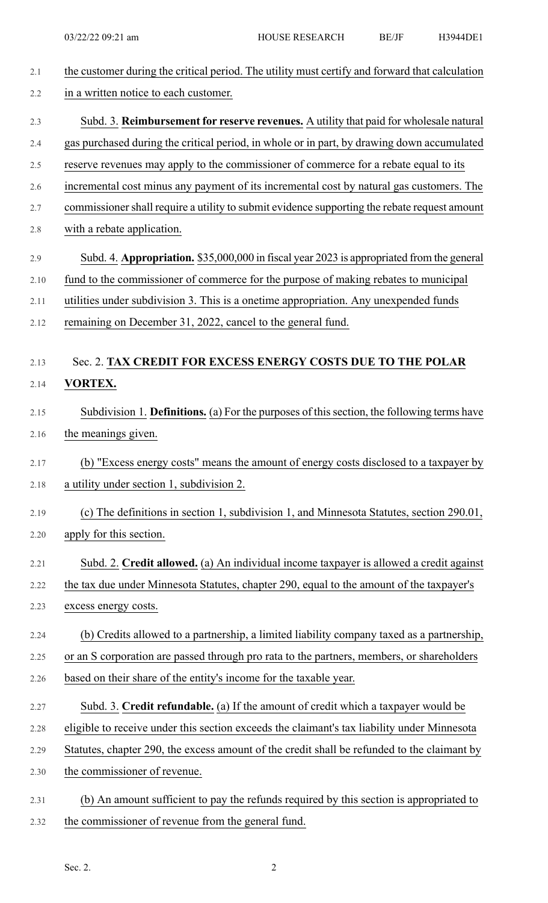the customer during the critical period. The utility must certify and forward that calculation in a written notice to each customer.

Subd. 3. **Reimbursement for reserve revenues.** A utility that paid for wholesale natural gas purchased during the critical period, in whole or in part, by drawing down accumulated reserve revenues may apply to the commissioner of commerce for a rebate equal to its incremental cost minus any payment of its incremental cost by natural gas customers. The commissioner shall require a utility to submit evidence supporting the rebate request amount with a rebate application.

Subd. 4. **Appropriation.** $35,000,000 in fiscal year 2023 is appropriated from the general fund to the commissioner of commerce for the purpose of making rebates to municipal utilities under subdivision 3. This is a onetime appropriation. Any unexpended funds remaining on December 31, 2022, cancel to the general fund.

Sec. 2. **TAX CREDIT FOR EXCESS ENERGY COSTS DUE TO THE POLAR VORTEX.**

Subdivision 1. **Definitions.** (a) For the purposes of this section, the following terms have the meanings given.

(b) "Excess energy costs" means the amount of energy costs disclosed to a taxpayer by a utility under section 1, subdivision 2.

(c) The definitions in section 1, subdivision 1, and Minnesota Statutes, section 290.01, apply for this section.

Subd. 2. **Credit allowed.** (a) An individual income taxpayer is allowed a credit against the tax due under Minnesota Statutes, chapter 290, equal to the amount of the taxpayer's excess energy costs.

(b) Credits allowed to a partnership, a limited liability company taxed as a partnership, or an S corporation are passed through pro rata to the partners, members, or shareholders based on their share of the entity's income for the taxable year.

Subd. 3. **Credit refundable.** (a) If the amount of credit which a taxpayer would be eligible to receive under this section exceeds the claimant's tax liability under Minnesota Statutes, chapter 290, the excess amount of the credit shall be refunded to the claimant by the commissioner of revenue.

(b) An amount sufficient to pay the refunds required by this section is appropriated to the commissioner of revenue from the general fund.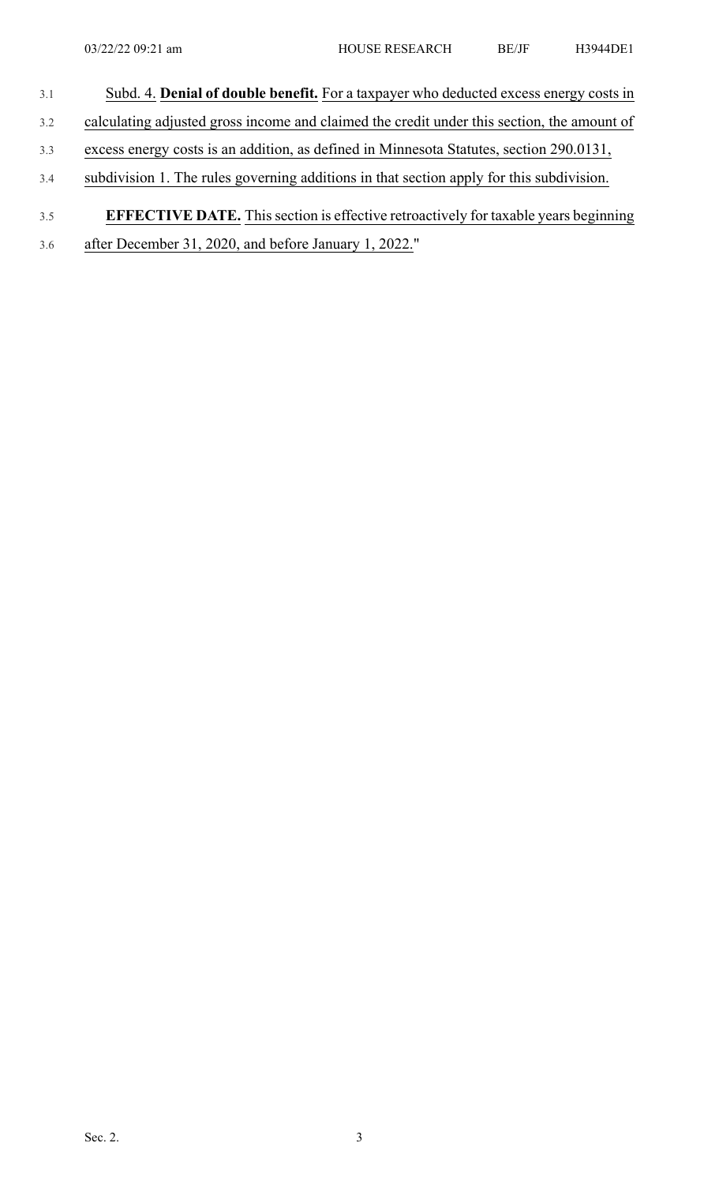Subd. 4. **Denial of double benefit.** For a taxpayer who deducted excess energy costs in calculating adjusted gross income and claimed the credit under this section, the amount of excess energy costs is an addition, as defined in Minnesota Statutes, section 290.0131, subdivision 1. The rules governing additions in that section apply for this subdivision.

**EFFECTIVE DATE.** This section is effective retroactively for taxable years beginning after December 31, 2020, and before January 1, 2022."